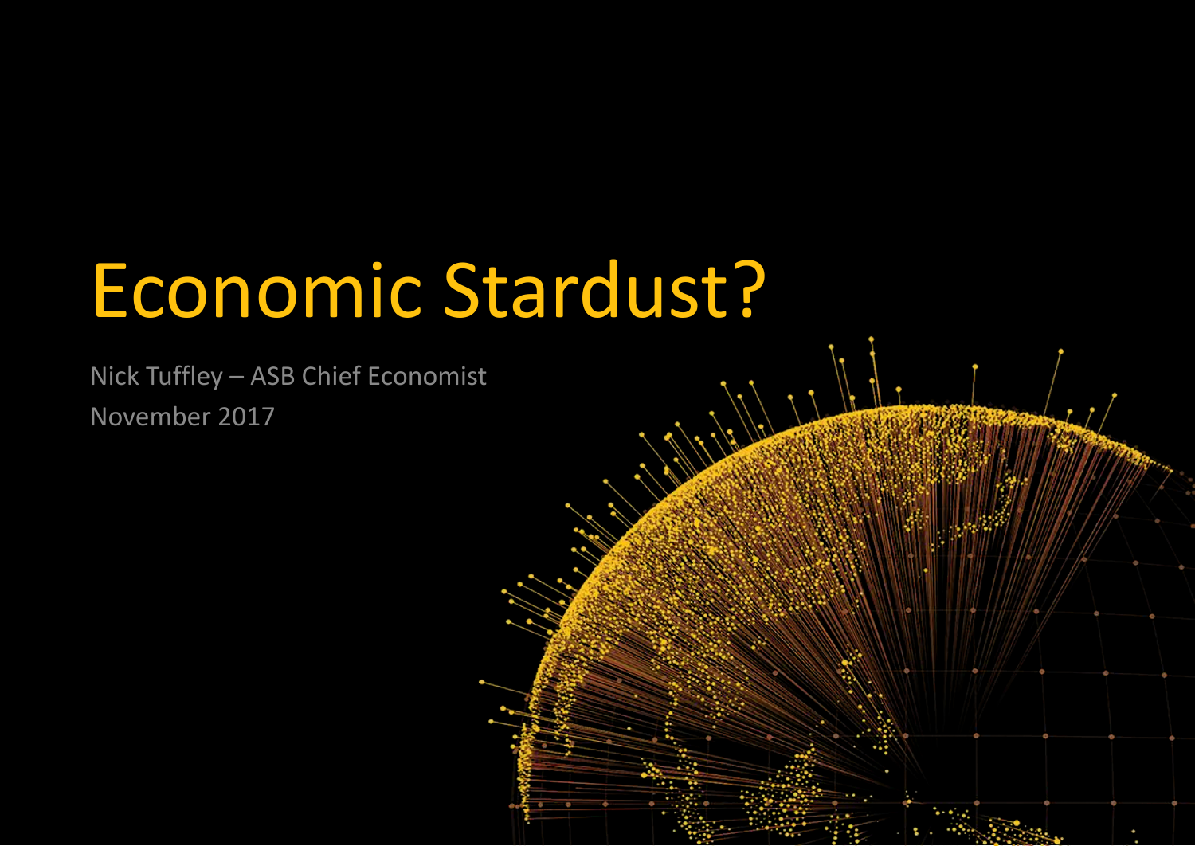# Economic Stardust?

Nick Tuffley – ASB Chief Economist

November 2017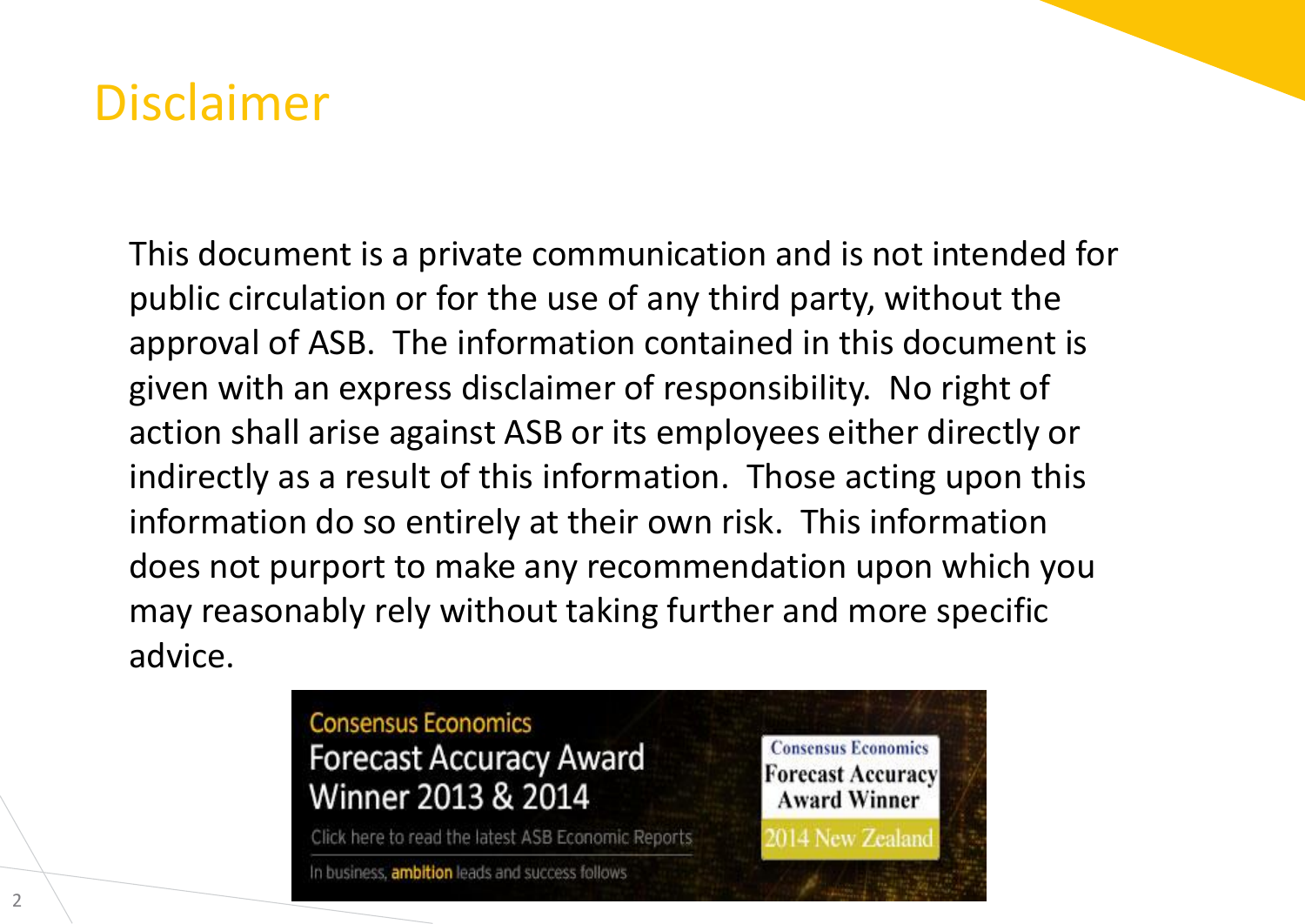# Disclaimer

This document is a private communication and is not intended for public circulation or for the use of any third party, without the approval of ASB. The information contained in this document is given with an express disclaimer of responsibility. No right of action shall arise against ASB or its employees either directly or indirectly as a result of this information. Those acting upon this information do so entirely at their own risk. This information does not purport to make any recommendation upon which you may reasonably rely without taking further and more specific advice.

Consensus Economics
Forecast Accuracy Award
Winner 2013 & 2014

Click here to read the latest ASB Economic Reports

In business, **ambition** leads and success follows

Consensus Economics
Forecast Accuracy
Award Winner
2014 New Zealand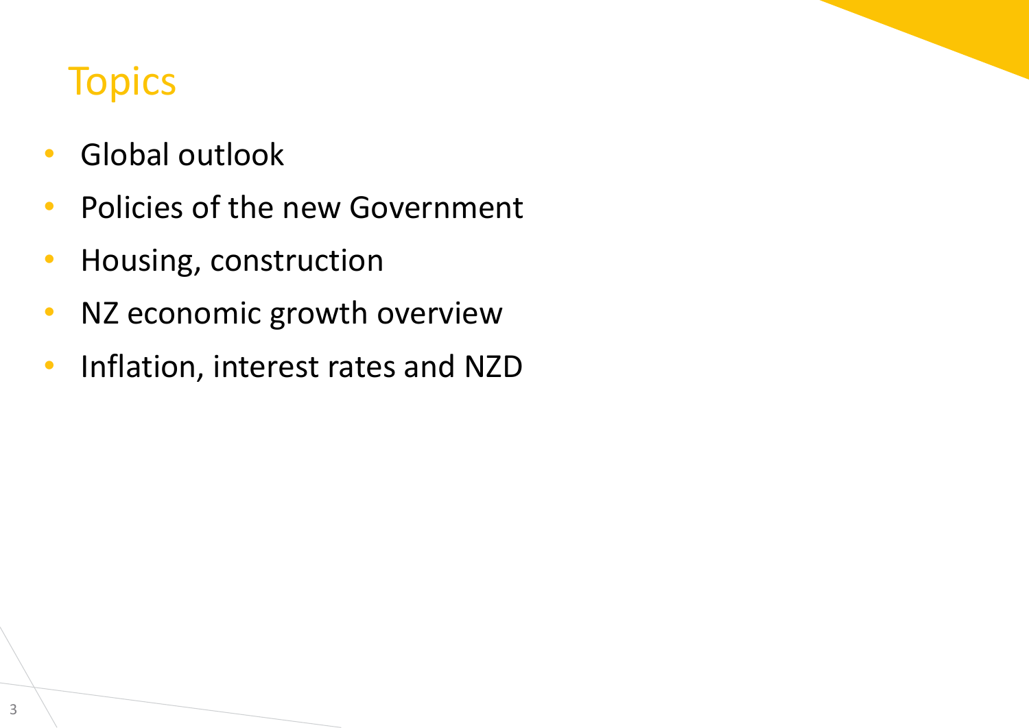# Topics

- Global outlook
- Policies of the new Government
- Housing, construction
- NZ economic growth overview
- Inflation, interest rates and NZD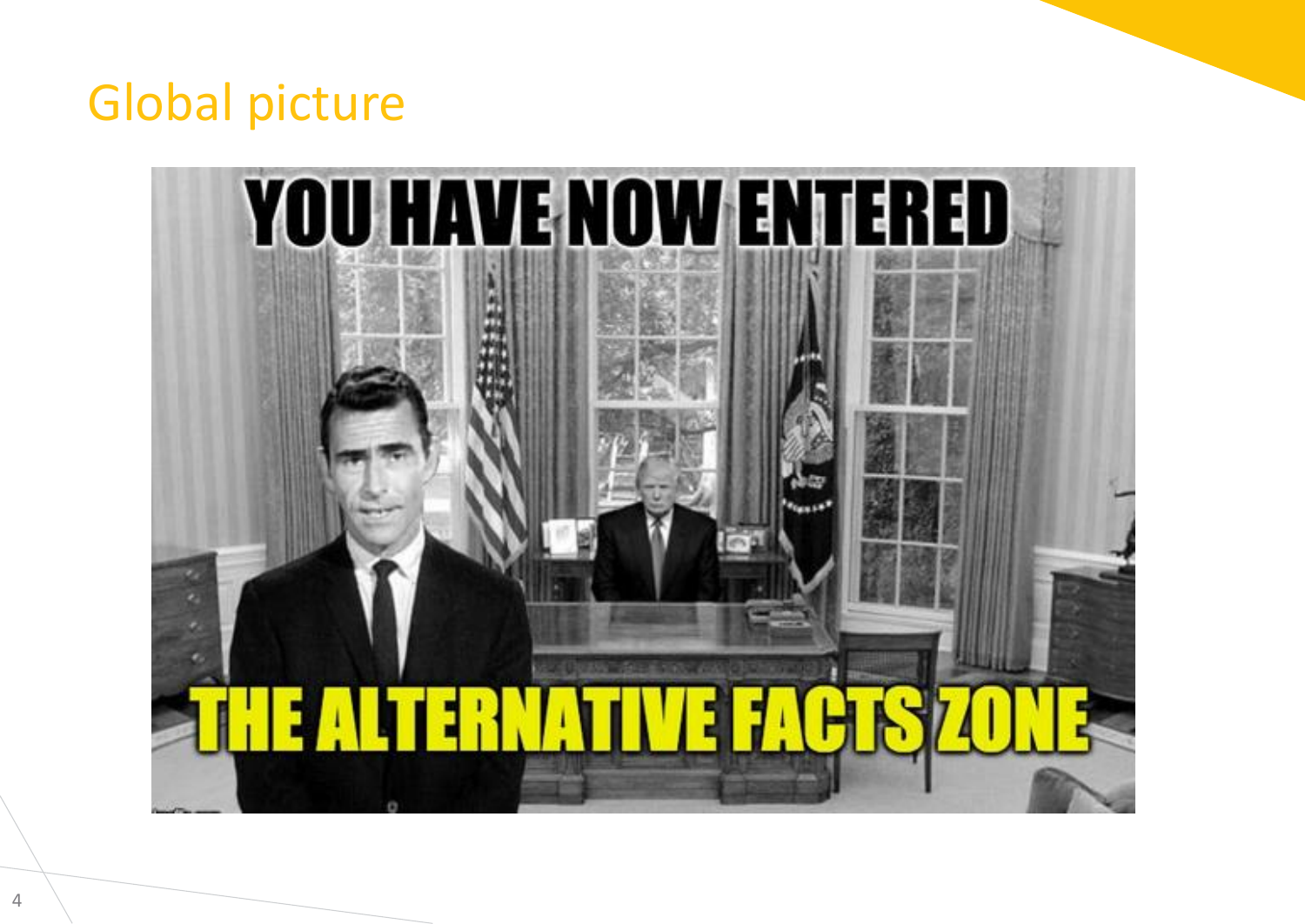# Global picture

YOU HAVE NOW ENTERED

THE ALTERNATIVE FACTS ZONE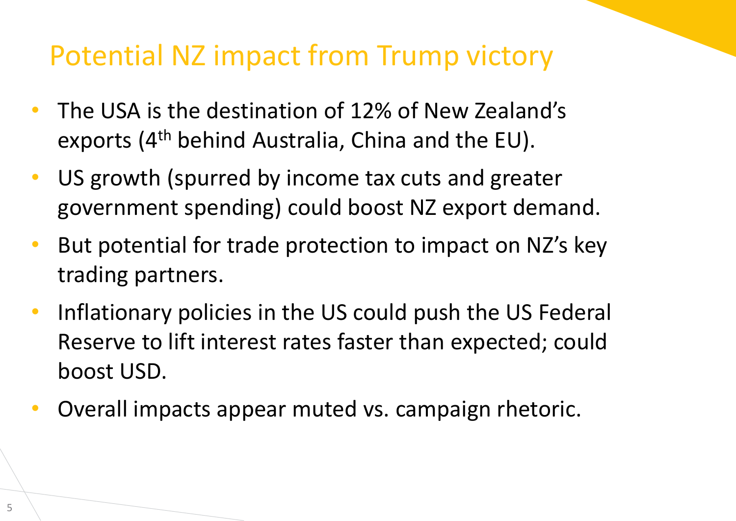# Potential NZ impact from Trump victory

- The USA is the destination of 12% of New Zealand's exports (4th behind Australia, China and the EU).
- US growth (spurred by income tax cuts and greater government spending) could boost NZ export demand.
- But potential for trade protection to impact on NZ's key trading partners.
- Inflationary policies in the US could push the US Federal Reserve to lift interest rates faster than expected; could boost USD.
- Overall impacts appear muted vs. campaign rhetoric.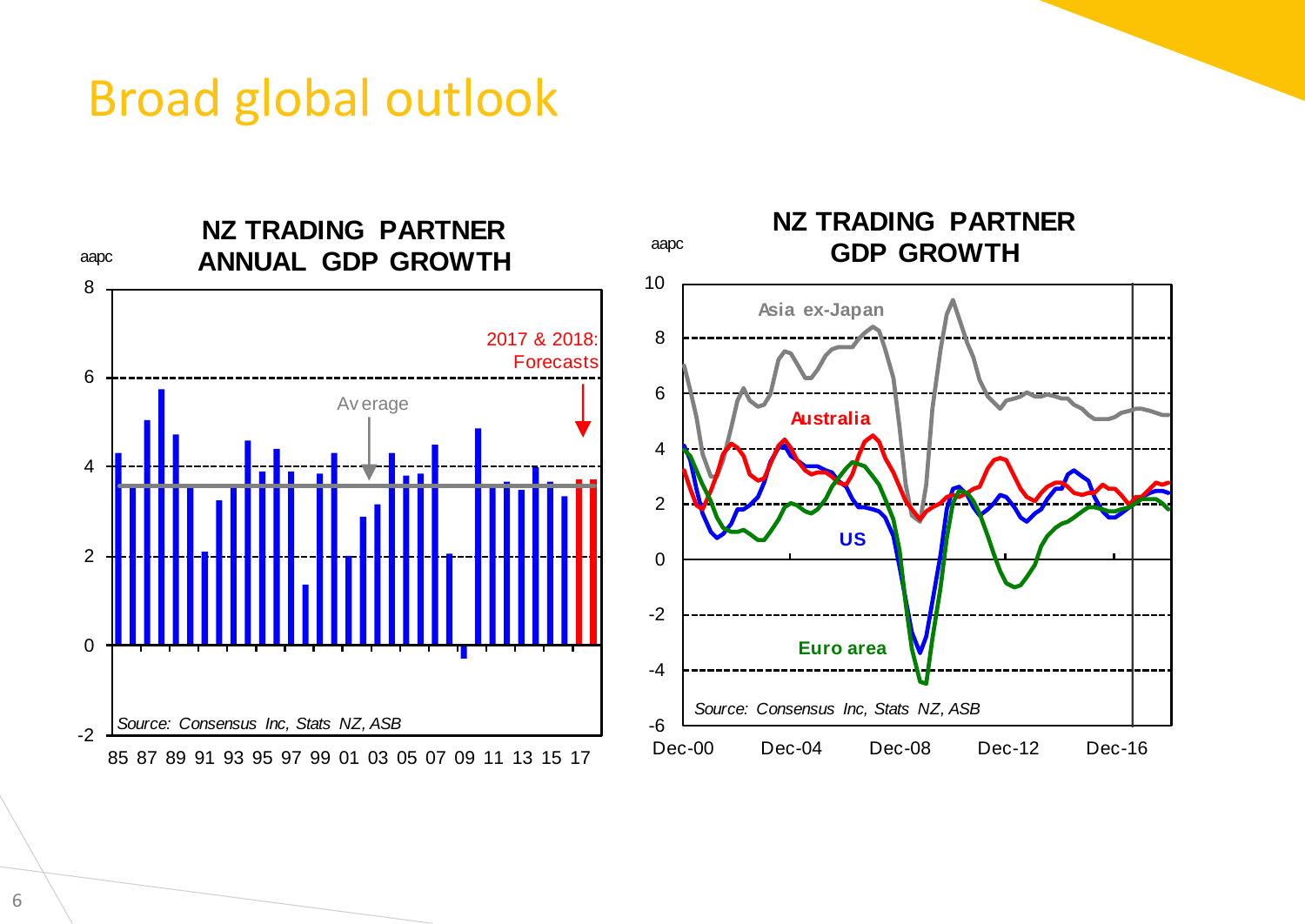# Broad global outlook

**NZ TRADING PARTNER ANNUAL GDP GROWTH**

aapc

2017 & 2018: Forecasts

Average

*Source: Consensus Inc, Stats NZ, ASB*

**NZ TRADING PARTNER GDP GROWTH**

aapc

Asia ex-Japan

Australia

US

Euro area

*Source: Consensus Inc, Stats NZ, ASB*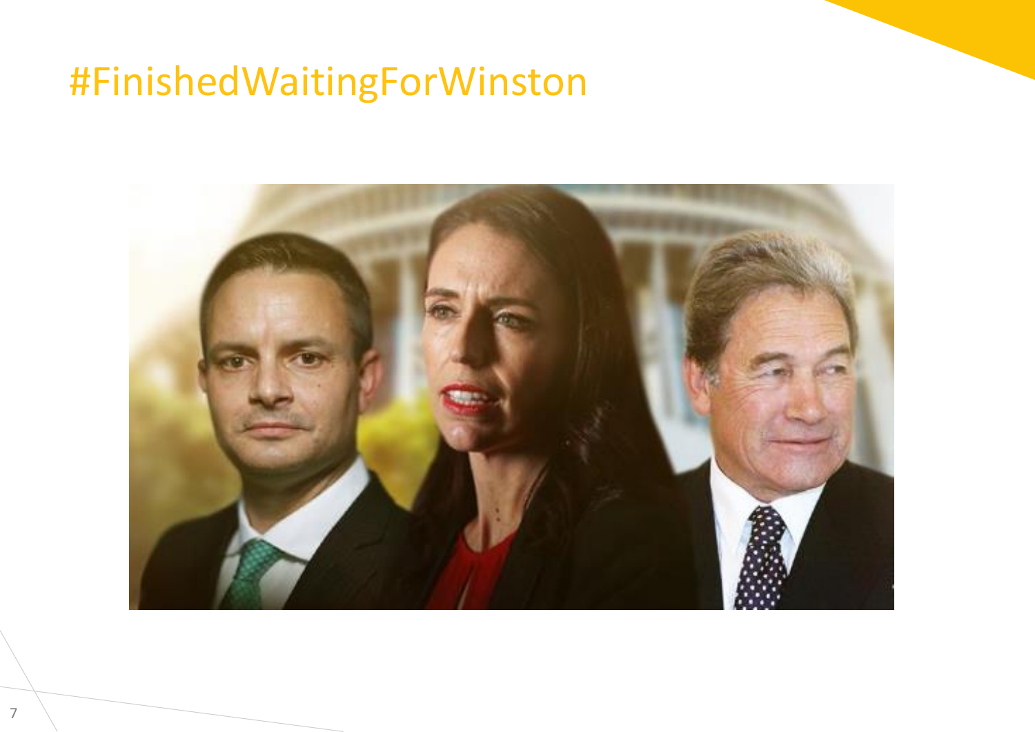# #FinishedWaitingForWinston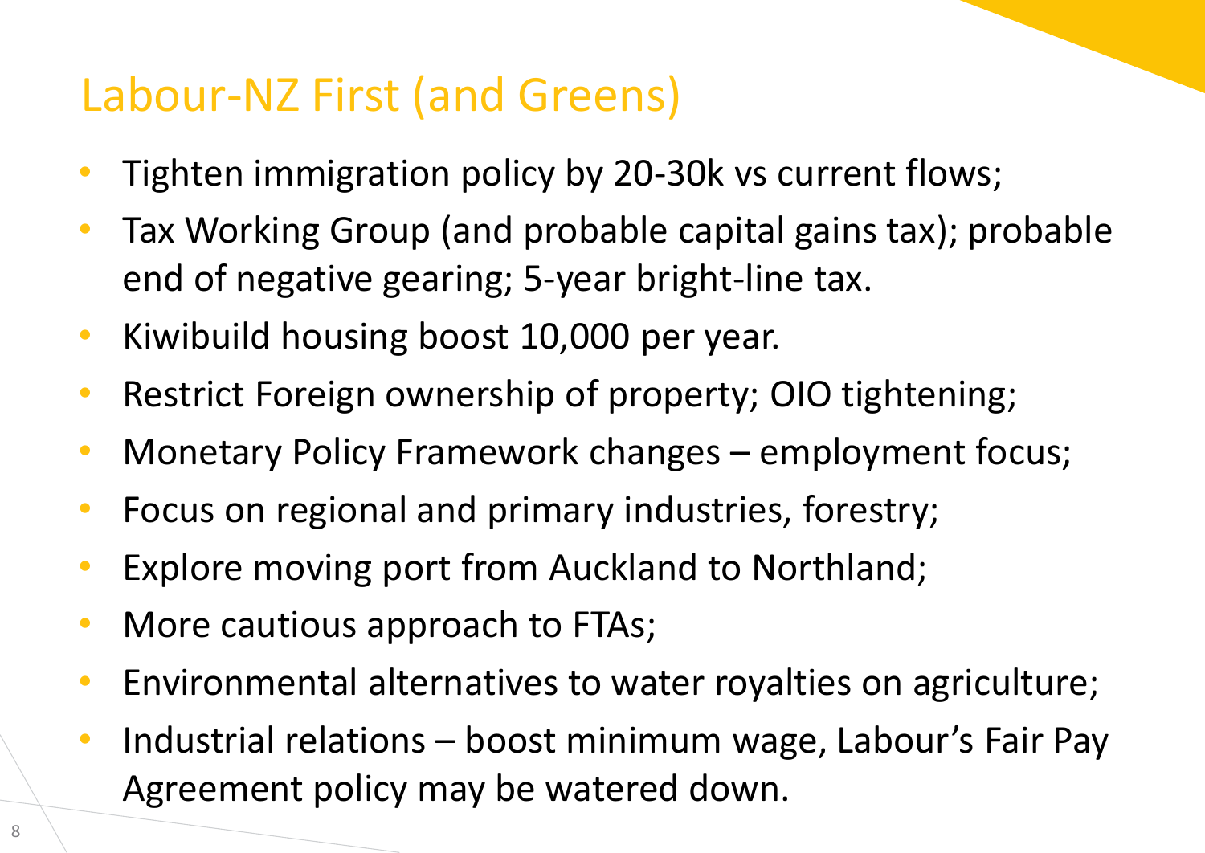# Labour-NZ First (and Greens)

- Tighten immigration policy by 20-30k vs current flows;
- Tax Working Group (and probable capital gains tax); probable end of negative gearing; 5-year bright-line tax.
- Kiwibuild housing boost 10,000 per year.
- Restrict Foreign ownership of property; OIO tightening;
- Monetary Policy Framework changes – employment focus;
- Focus on regional and primary industries, forestry;
- Explore moving port from Auckland to Northland;
- More cautious approach to FTAs;
- Environmental alternatives to water royalties on agriculture;
- Industrial relations – boost minimum wage, Labour's Fair Pay Agreement policy may be watered down.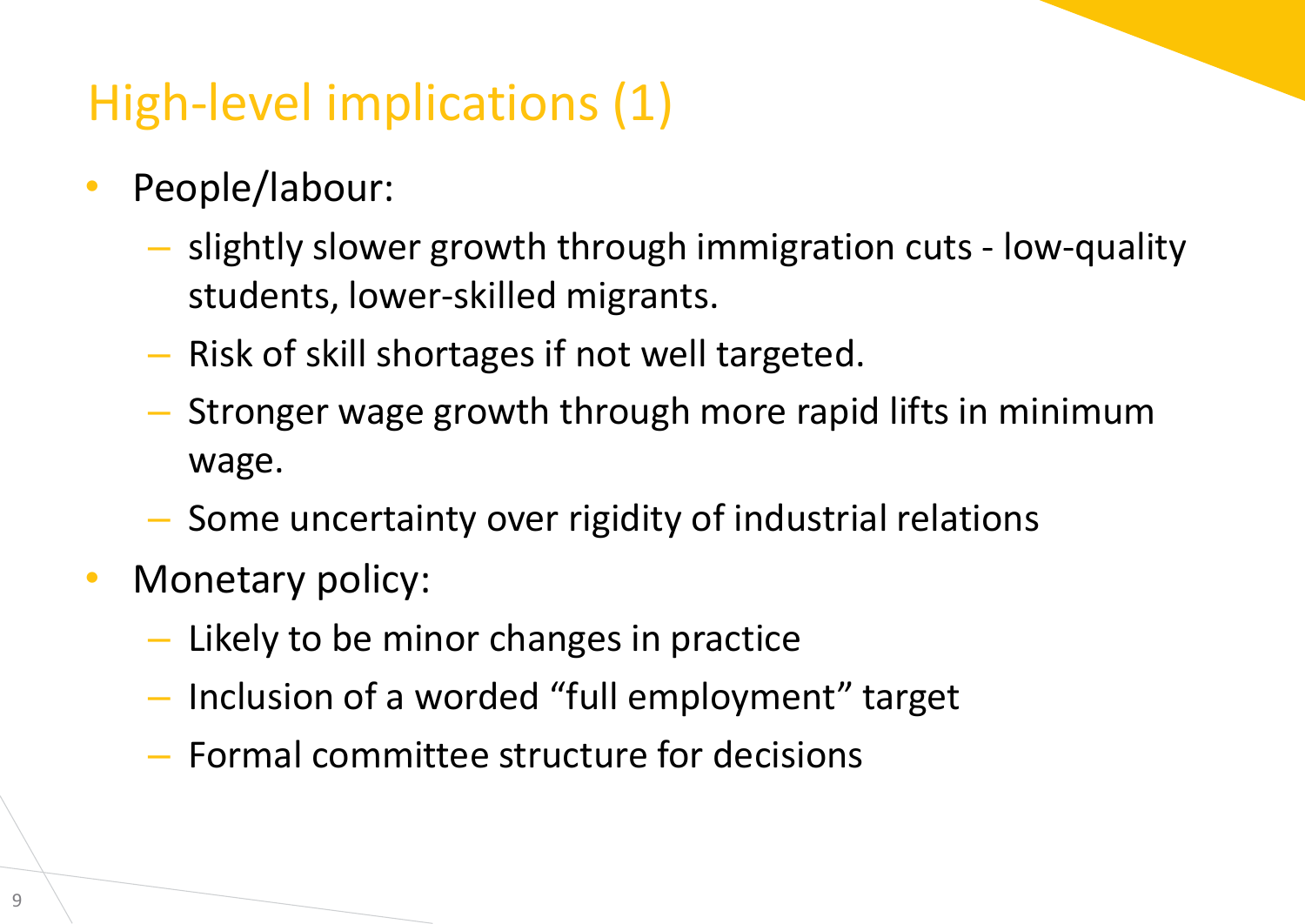# High-level implications (1)

- People/labour:
  - slightly slower growth through immigration cuts - low-quality students, lower-skilled migrants.
  - Risk of skill shortages if not well targeted.
  - Stronger wage growth through more rapid lifts in minimum wage.
  - Some uncertainty over rigidity of industrial relations
- Monetary policy:
  - Likely to be minor changes in practice
  - Inclusion of a worded "full employment" target
  - Formal committee structure for decisions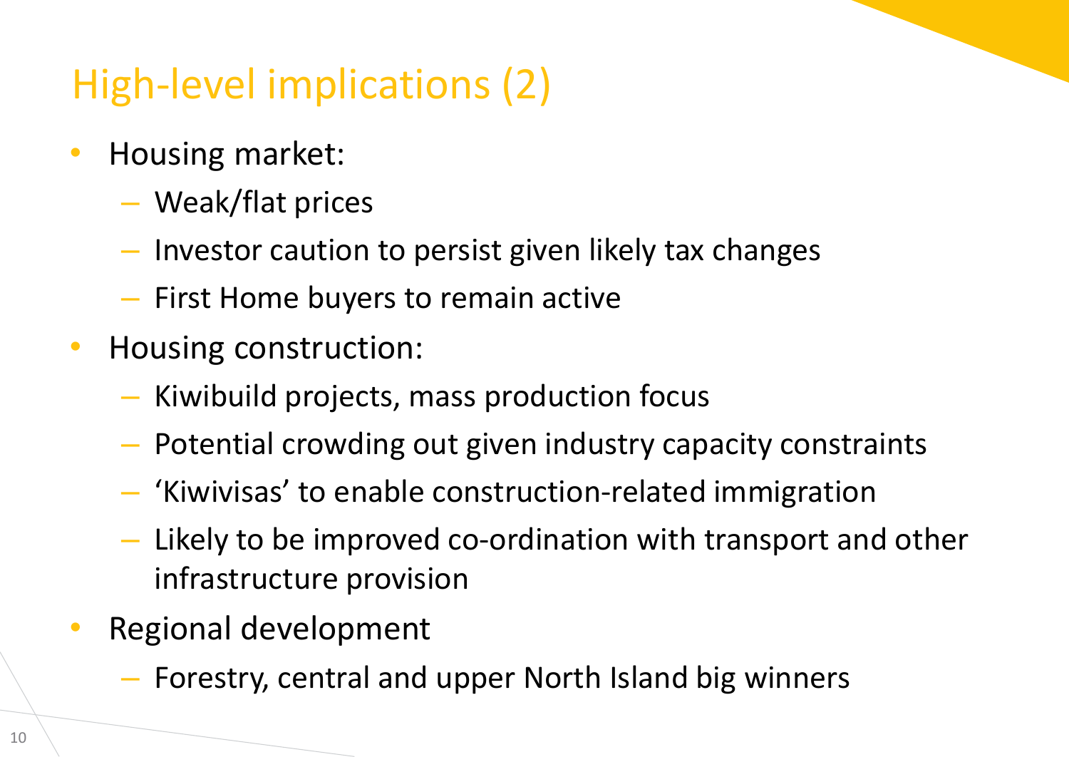# High-level implications (2)

- Housing market:
  - Weak/flat prices
  - Investor caution to persist given likely tax changes
  - First Home buyers to remain active
- Housing construction:
  - Kiwibuild projects, mass production focus
  - Potential crowding out given industry capacity constraints
  - 'Kiwivisas' to enable construction-related immigration
  - Likely to be improved co-ordination with transport and other infrastructure provision
- Regional development
  - Forestry, central and upper North Island big winners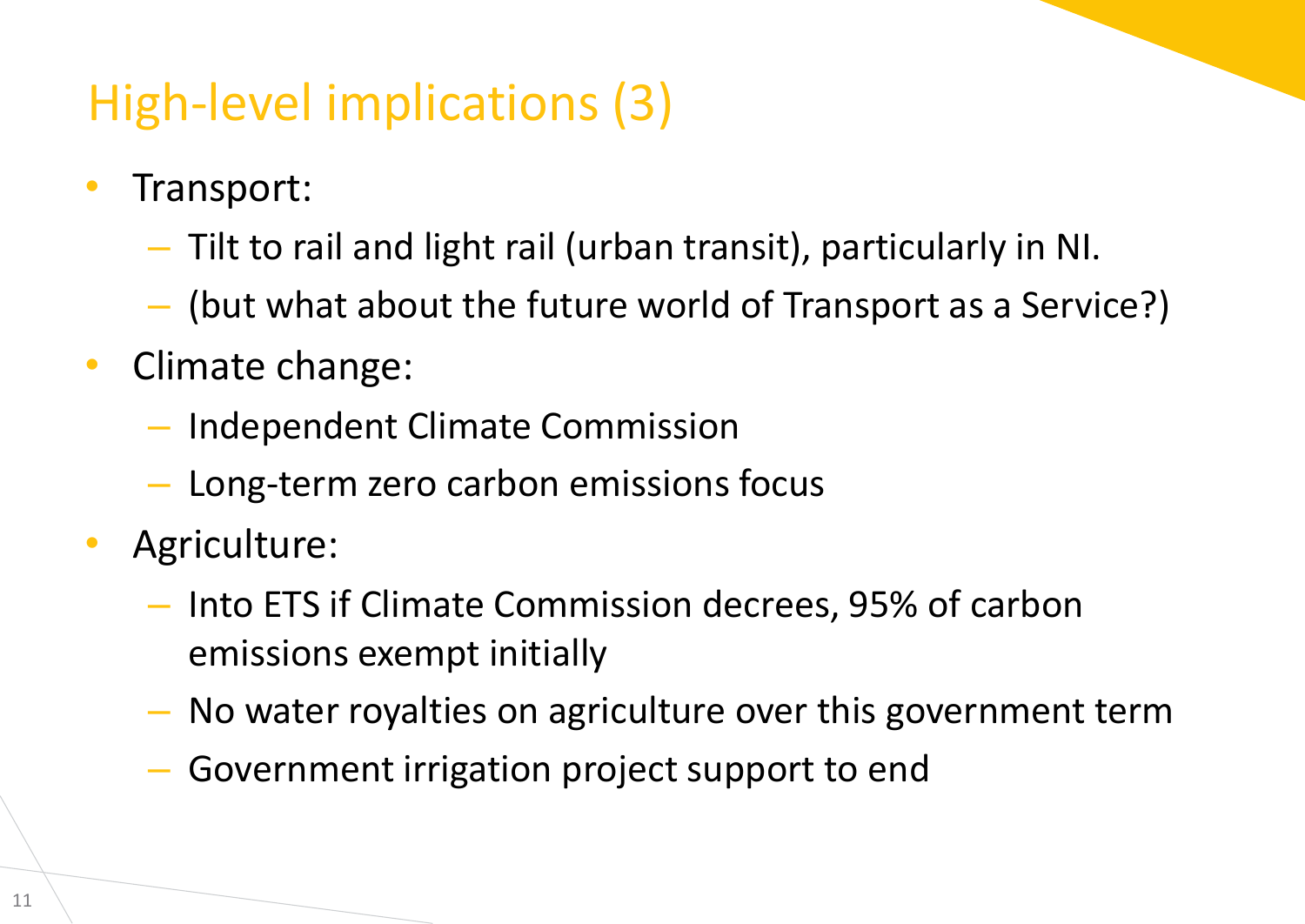# High-level implications (3)

- Transport:
  - Tilt to rail and light rail (urban transit), particularly in NI.
  - (but what about the future world of Transport as a Service?)
- Climate change:
  - Independent Climate Commission
  - Long-term zero carbon emissions focus
- Agriculture:
  - Into ETS if Climate Commission decrees, 95% of carbon emissions exempt initially
  - No water royalties on agriculture over this government term
  - Government irrigation project support to end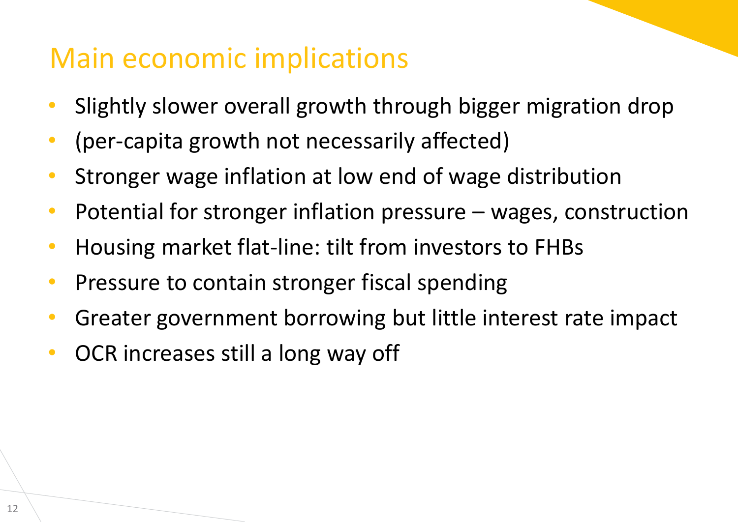# Main economic implications

- Slightly slower overall growth through bigger migration drop
- (per-capita growth not necessarily affected)
- Stronger wage inflation at low end of wage distribution
- Potential for stronger inflation pressure – wages, construction
- Housing market flat-line: tilt from investors to FHBs
- Pressure to contain stronger fiscal spending
- Greater government borrowing but little interest rate impact
- OCR increases still a long way off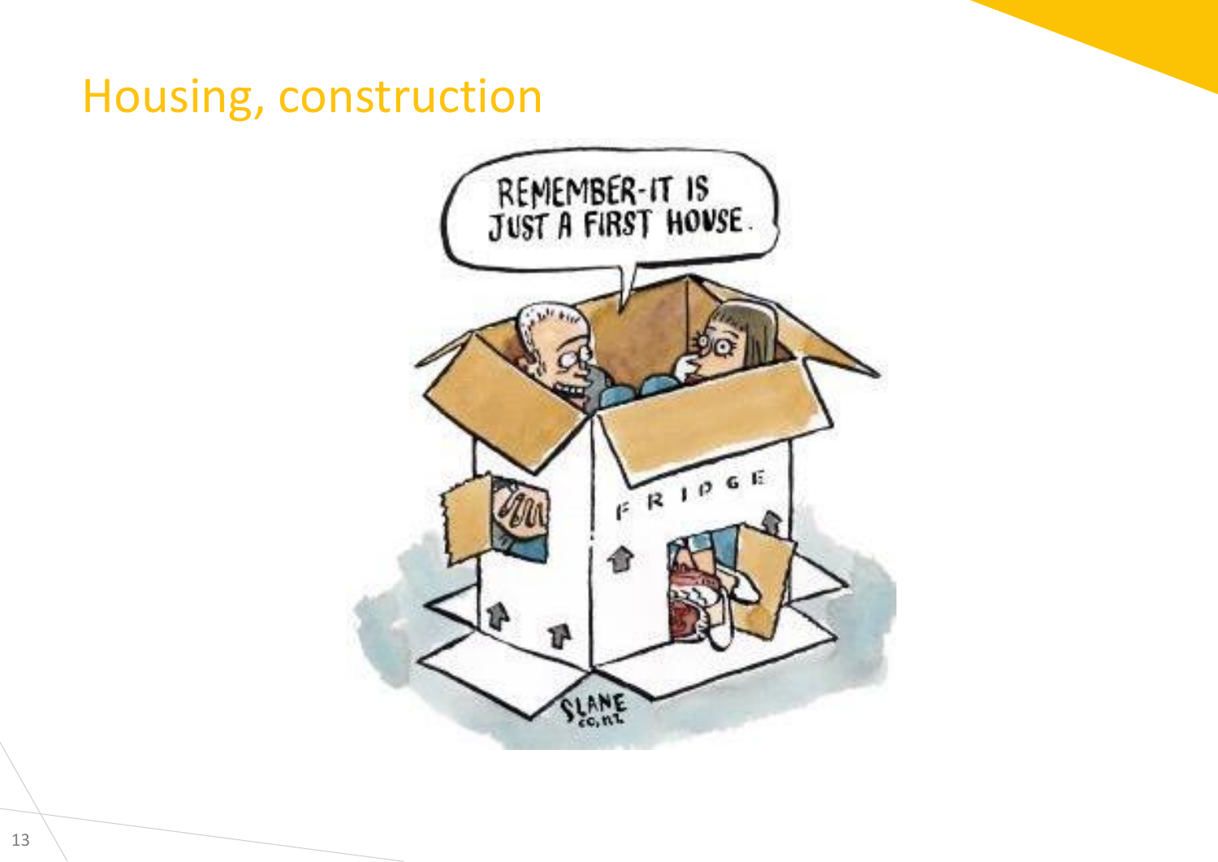# Housing, construction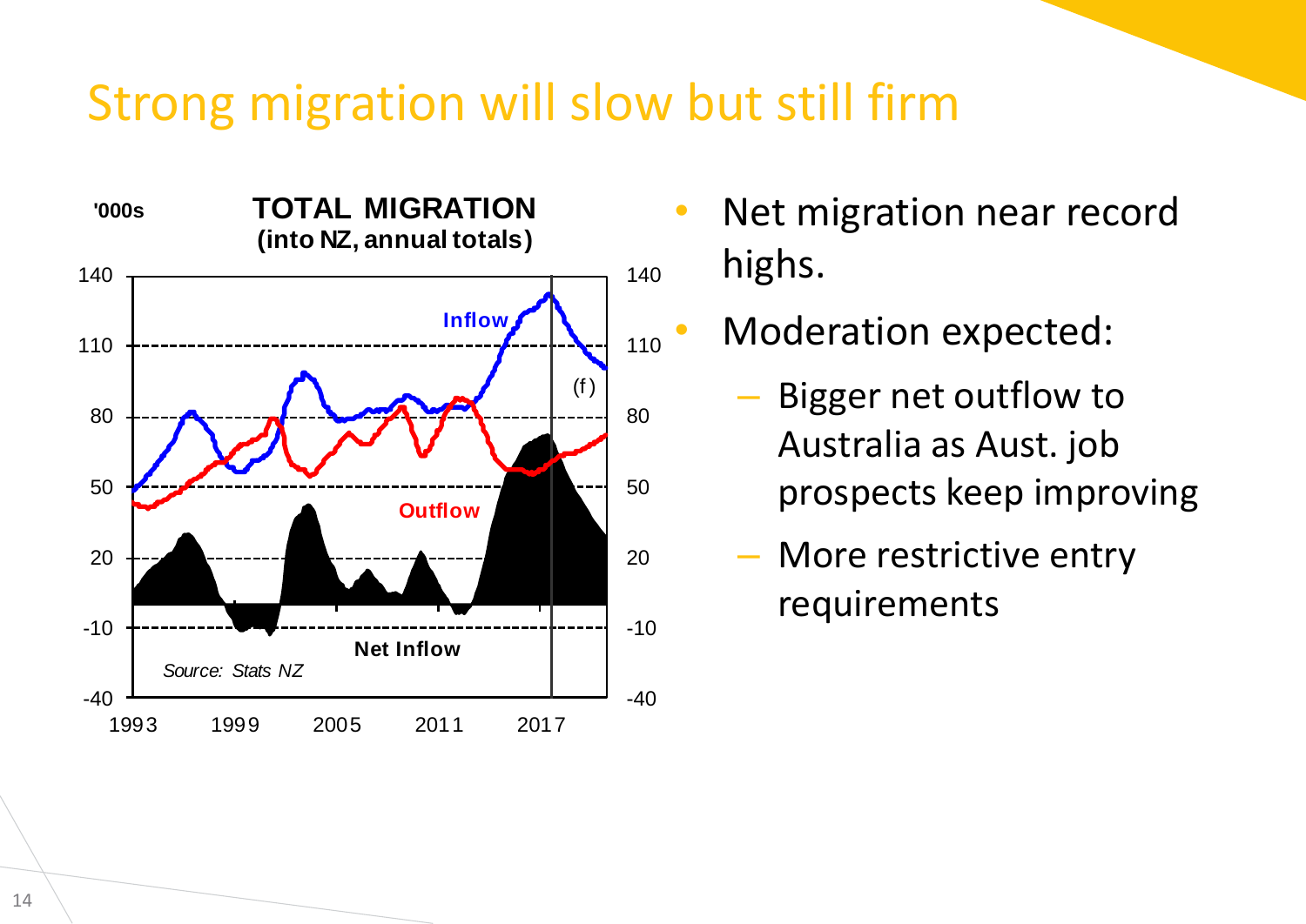# Strong migration will slow but still firm

**TOTAL MIGRATION**
**(into NZ, annual totals)**

'000s

- Net migration near record highs.
- Moderation expected:
  - Bigger net outflow to Australia as Aust. job prospects keep improving
  - More restrictive entry requirements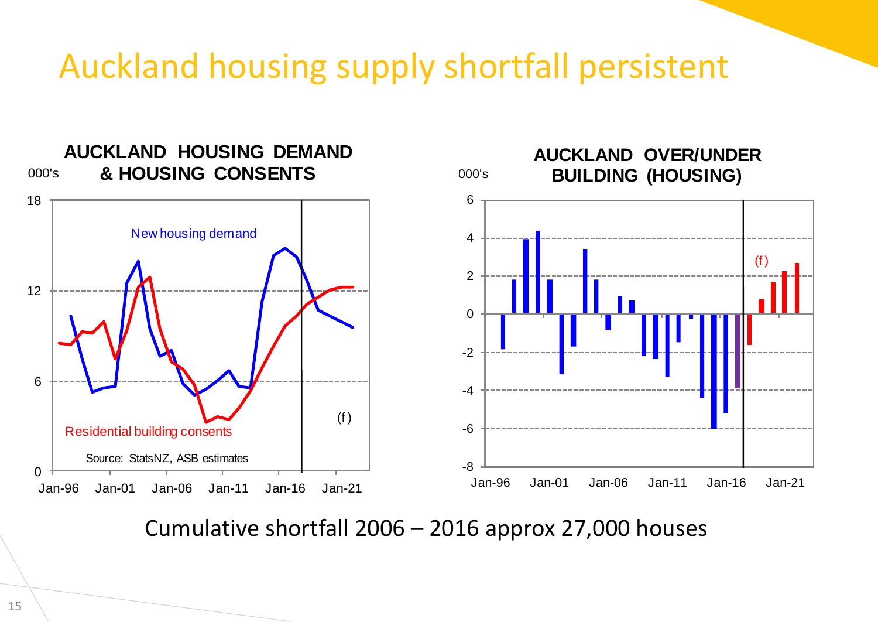# Auckland housing supply shortfall persistent

**AUCKLAND HOUSING DEMAND & HOUSING CONSENTS**

000's

New housing demand

Residential building consents

(f)

Source: StatsNZ, ASB estimates

Jan-96 Jan-01 Jan-06 Jan-11 Jan-16 Jan-21

**AUCKLAND OVER/UNDER BUILDING (HOUSING)**

000's

(f)

Jan-96 Jan-01 Jan-06 Jan-11 Jan-16 Jan-21

Cumulative shortfall 2006 – 2016 approx 27,000 houses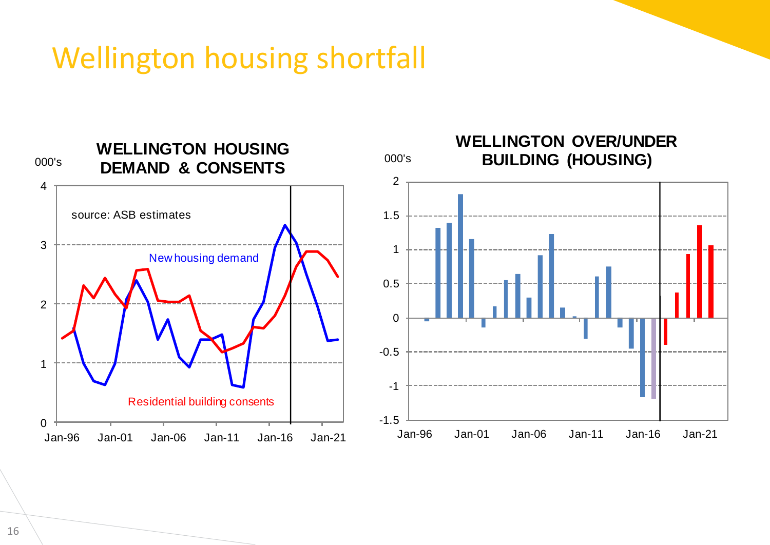# Wellington housing shortfall

**WELLINGTON HOUSING DEMAND & CONSENTS**

000's

source: ASB estimates

New housing demand

Residential building consents

**WELLINGTON OVER/UNDER BUILDING (HOUSING)**

000's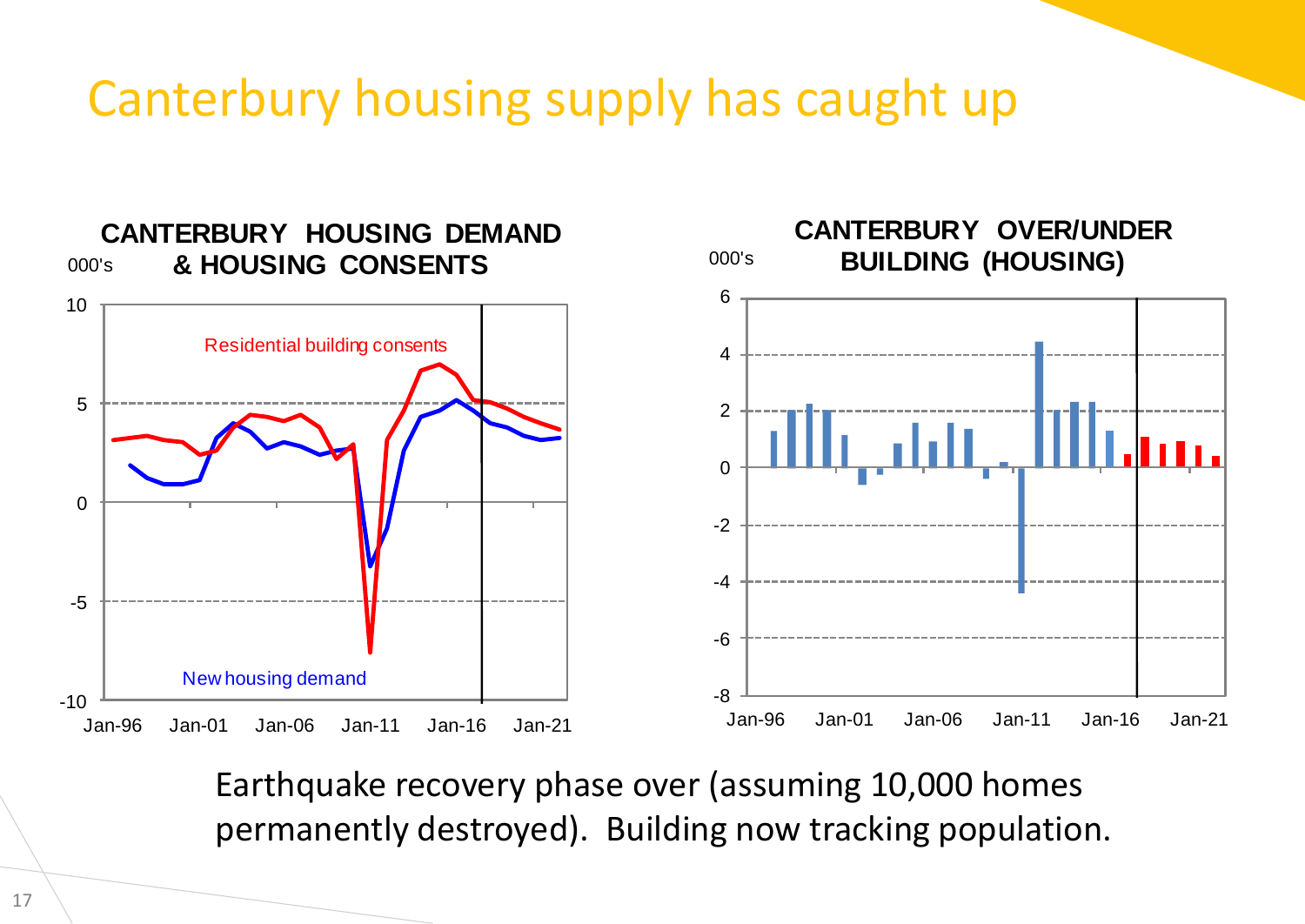# Canterbury housing supply has caught up

**CANTERBURY HOUSING DEMAND & HOUSING CONSENTS**

000's

Residential building consents

New housing demand

10, 5, 0, -5, -10

Jan-96, Jan-01, Jan-06, Jan-11, Jan-16, Jan-21

**CANTERBURY OVER/UNDER BUILDING (HOUSING)**

000's

6, 4, 2, 0, -2, -4, -6, -8

Jan-96, Jan-01, Jan-06, Jan-11, Jan-16, Jan-21

Earthquake recovery phase over (assuming 10,000 homes permanently destroyed). Building now tracking population.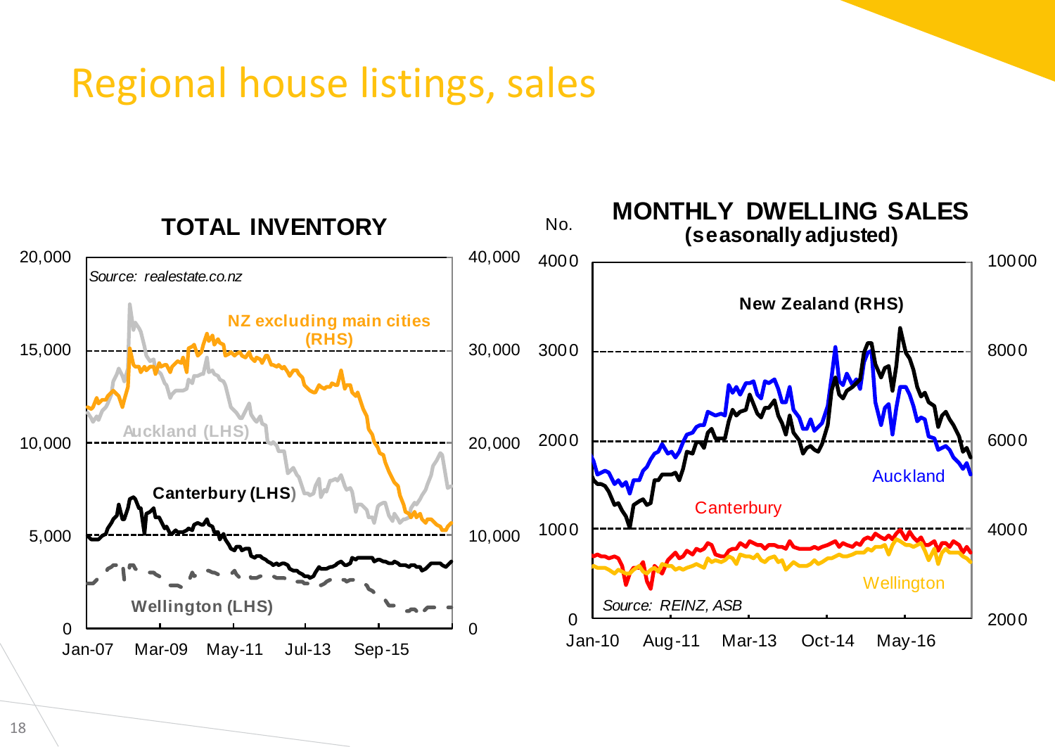# Regional house listings, sales

**TOTAL INVENTORY**

*Source: realestate.co.nz*

NZ excluding main cities (RHS)

Auckland (LHS)

Canterbury (LHS)

Wellington (LHS)

**MONTHLY DWELLING SALES (seasonally adjusted)**

No.

New Zealand (RHS)

Auckland

Canterbury

Wellington

*Source: REINZ, ASB*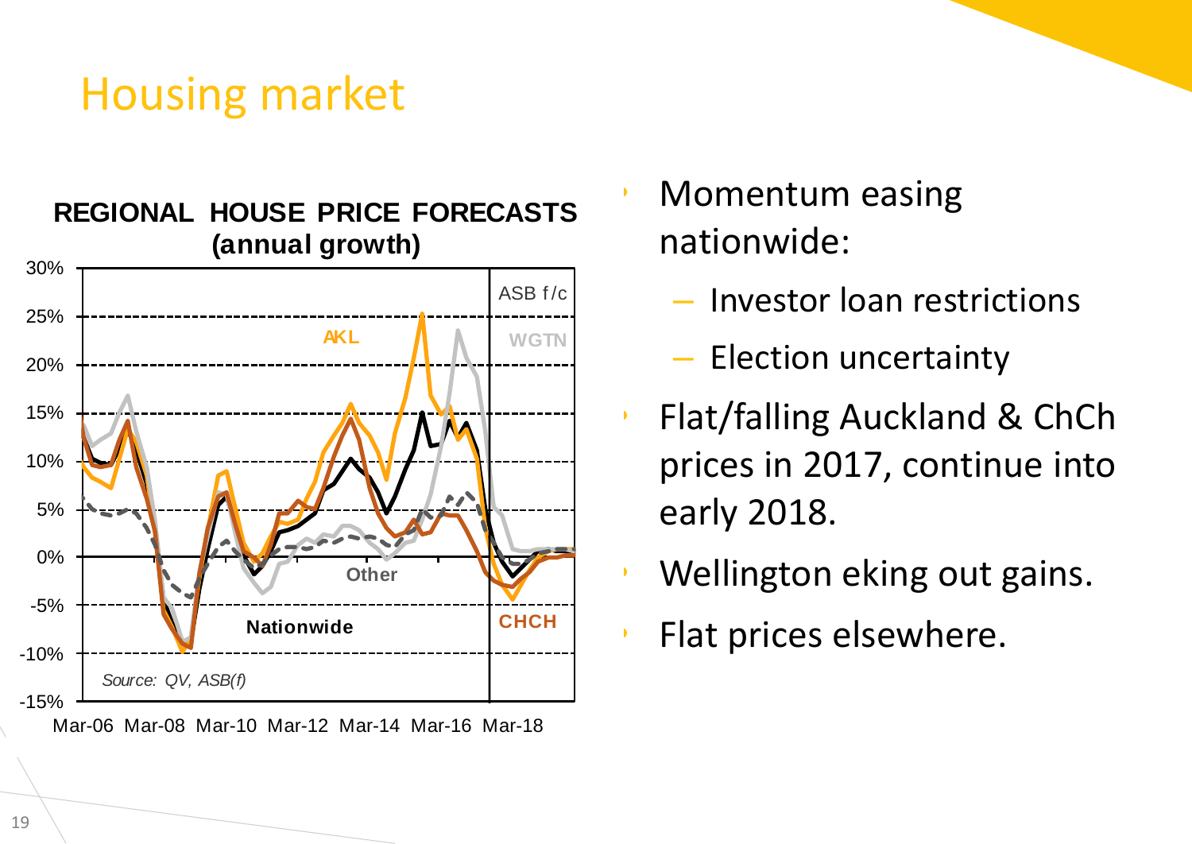# Housing market

**REGIONAL HOUSE PRICE FORECASTS (annual growth)**

ASB f/c

AKL

WGTN

Other

Nationwide

CHCH

*Source: QV, ASB(f)*

- Momentum easing nationwide:
  - Investor loan restrictions
  - Election uncertainty
- Flat/falling Auckland & ChCh prices in 2017, continue into early 2018.
- Wellington eking out gains.
- Flat prices elsewhere.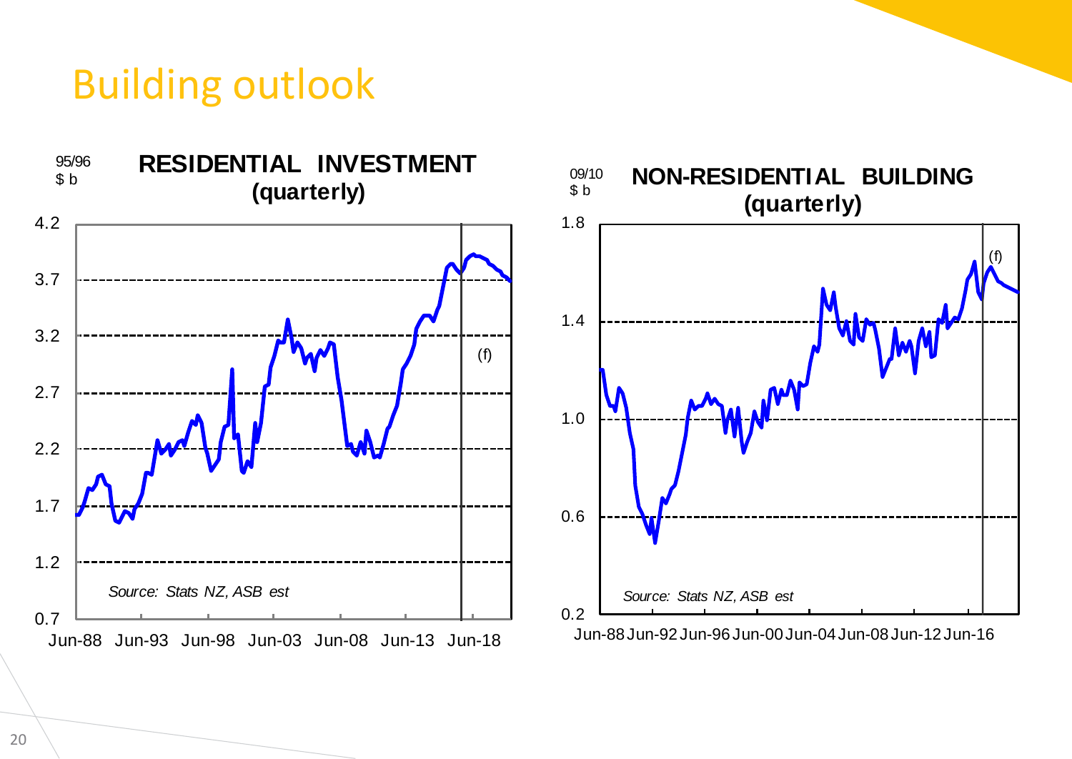# Building outlook

**RESIDENTIAL INVESTMENT (quarterly)**

95/96 $ b

4.2
3.7
3.2
2.7
2.2
1.7
1.2
0.7

Jun-88 Jun-93 Jun-98 Jun-03 Jun-08 Jun-13 Jun-18

(f)

*Source: Stats NZ, ASB est*

**NON-RESIDENTIAL BUILDING (quarterly)**

09/10 $ b

1.8
1.4
1.0
0.6
0.2

Jun-88 Jun-92 Jun-96 Jun-00 Jun-04 Jun-08 Jun-12 Jun-16

(f)

*Source: Stats NZ, ASB est*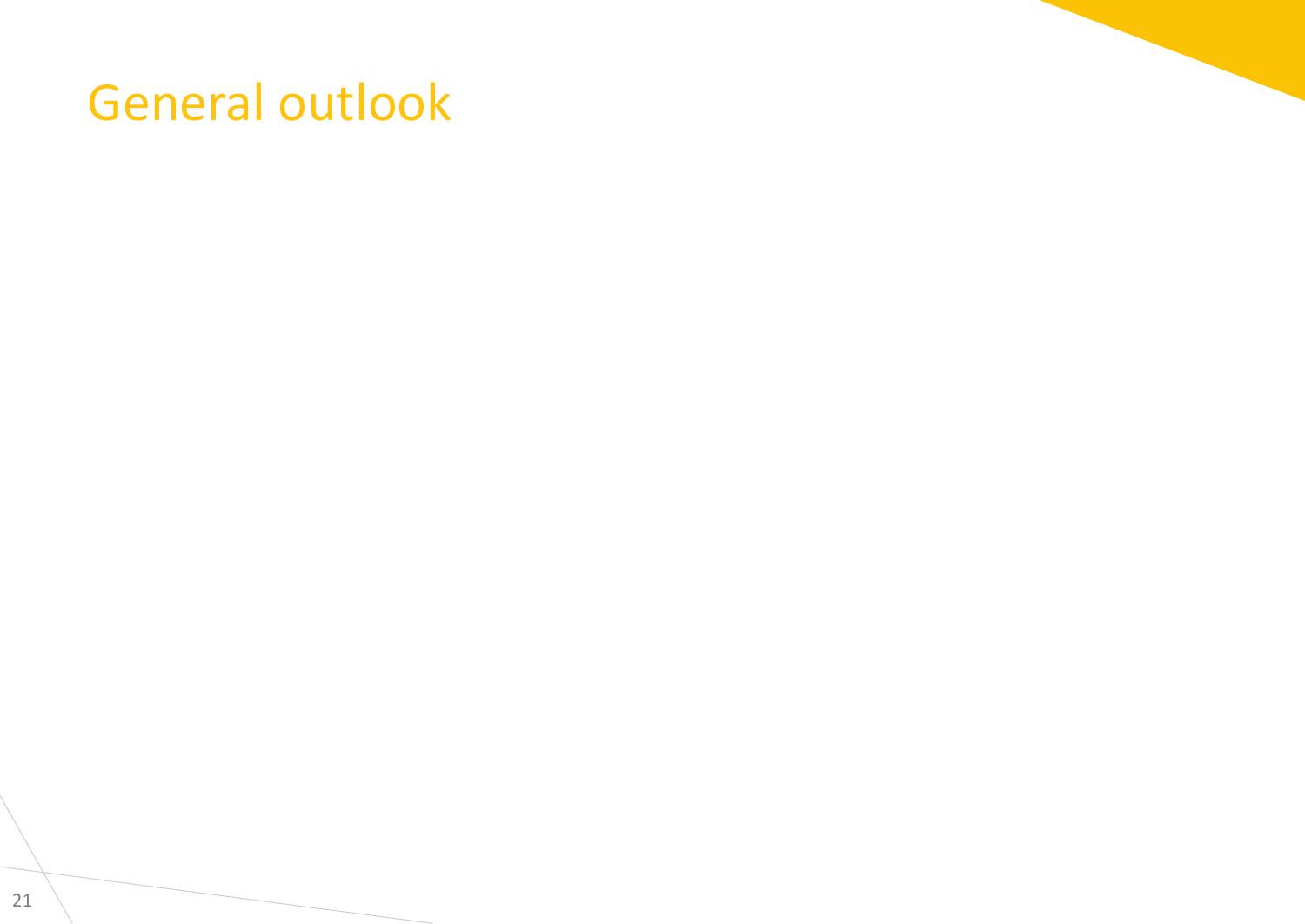# General outlook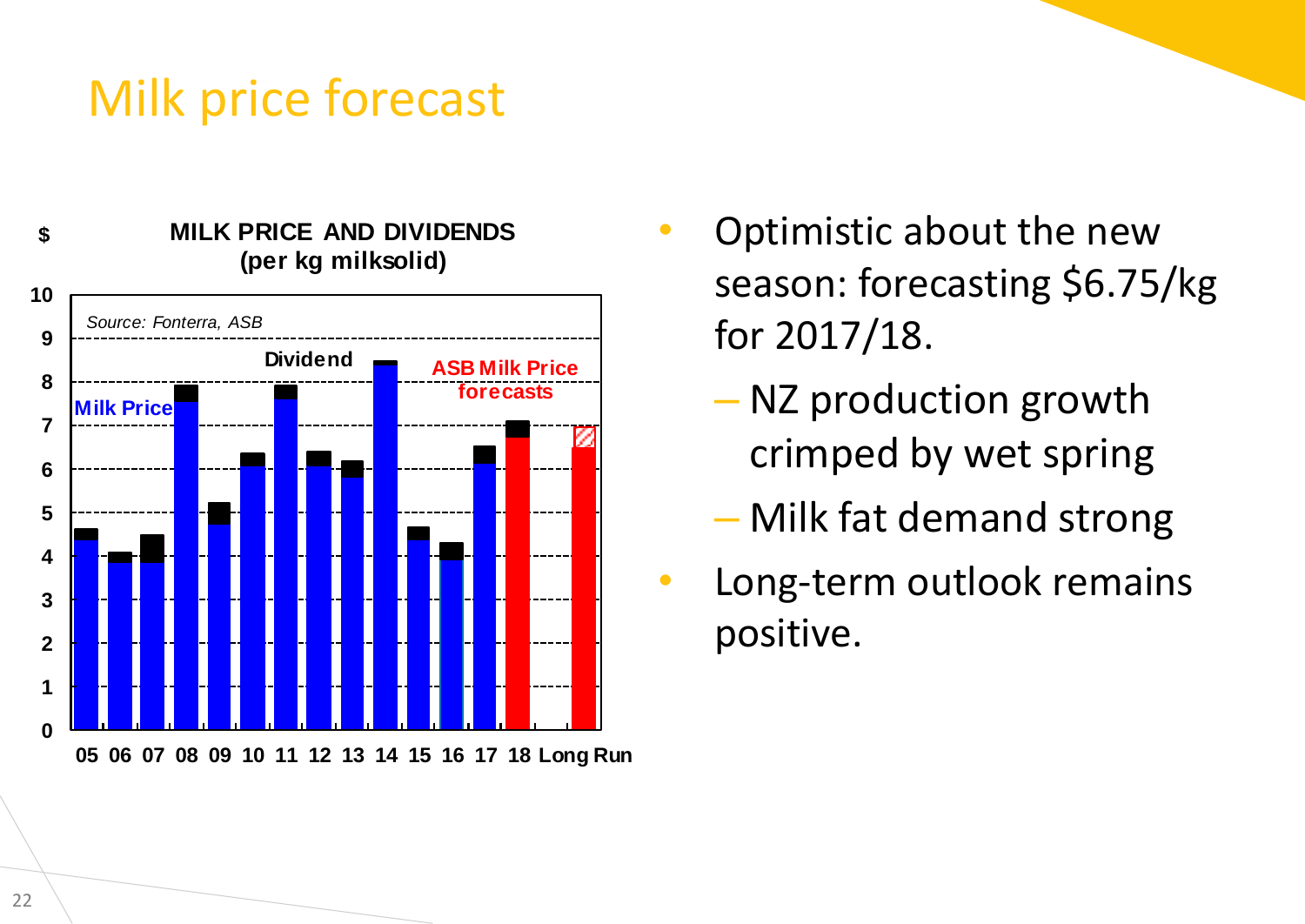# Milk price forecast

**MILK PRICE AND DIVIDENDS (per kg milksolid)**

$

10
9
8
7
6
5
4
3
2
1
0

*Source: Fonterra, ASB*

Dividend

ASB Milk Price forecasts

Milk Price

05 06 07 08 09 10 11 12 13 14 15 16 17 18 Long Run

- Optimistic about the new season: forecasting $6.75/kg for 2017/18.
  - NZ production growth crimped by wet spring
  - Milk fat demand strong
- Long-term outlook remains positive.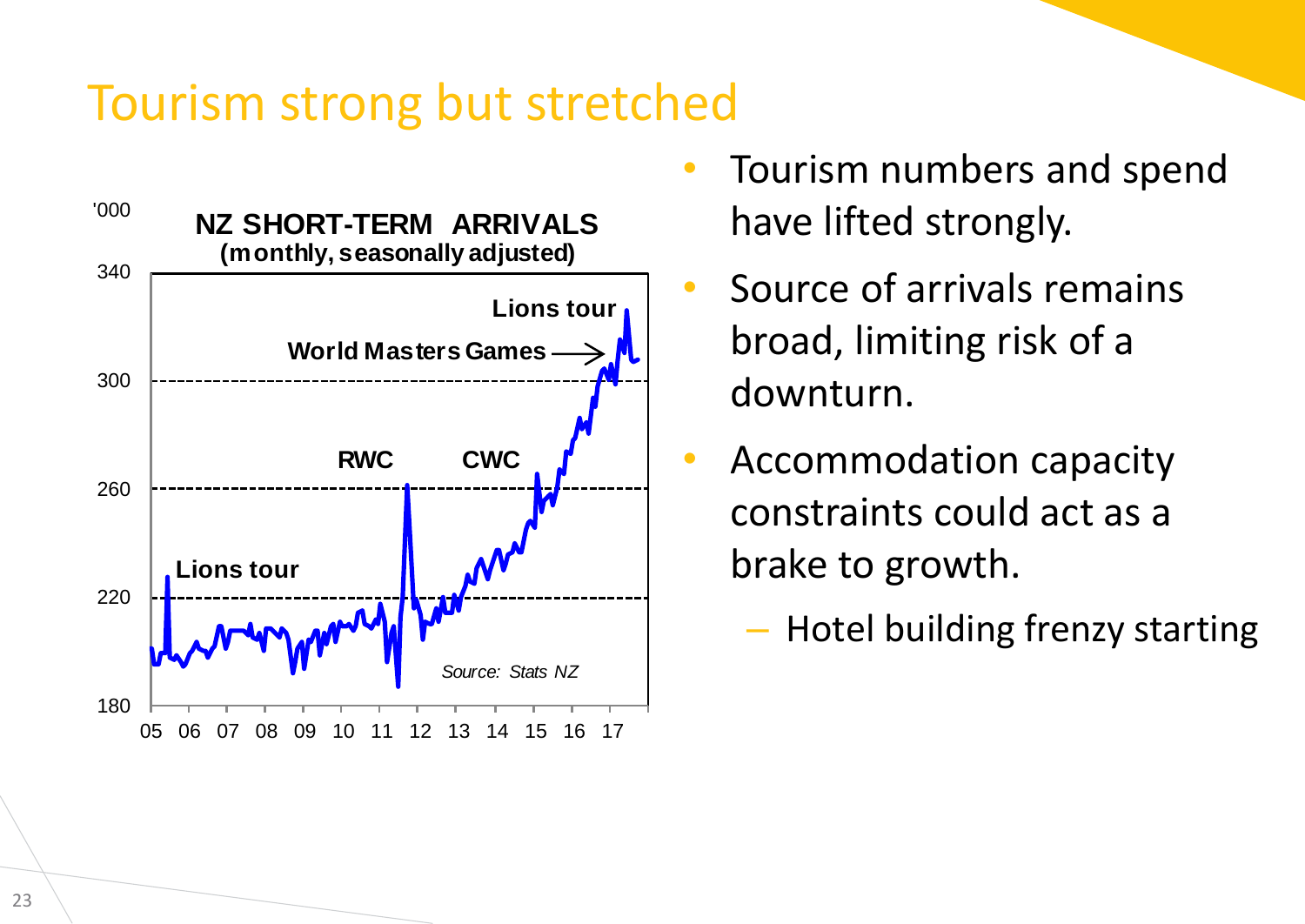# Tourism strong but stretched

'000

**NZ SHORT-TERM ARRIVALS**
**(monthly, seasonally adjusted)**

340 — 300 — 260 — 220 — 180

Lions tour
World Masters Games
RWC
CWC
Lions tour

*Source: Stats NZ*

05 06 07 08 09 10 11 12 13 14 15 16 17

- Tourism numbers and spend have lifted strongly.
- Source of arrivals remains broad, limiting risk of a downturn.
- Accommodation capacity constraints could act as a brake to growth.
  - Hotel building frenzy starting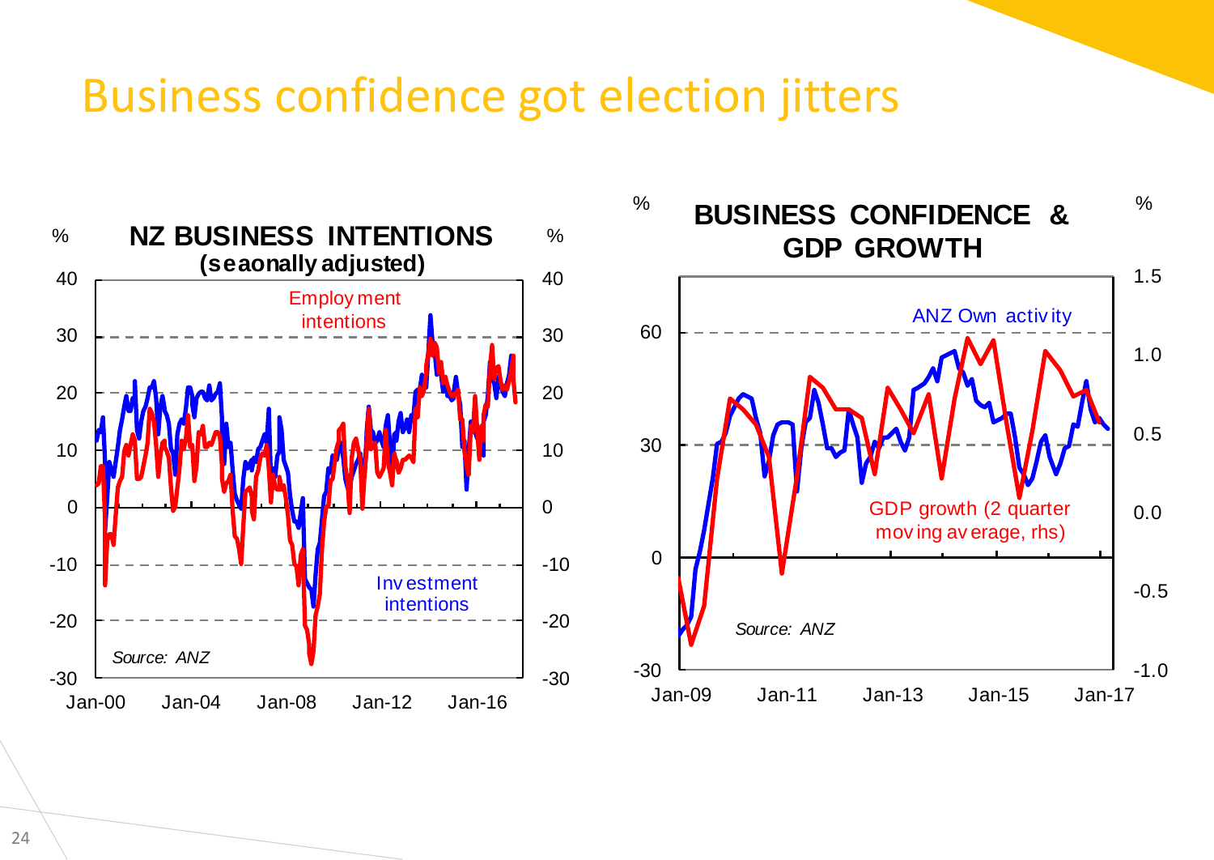# Business confidence got election jitters

**NZ BUSINESS INTENTIONS (seaonally adjusted)**

Employment intentions

Investment intentions

*Source: ANZ*

**BUSINESS CONFIDENCE & GDP GROWTH**

ANZ Own activity

GDP growth (2 quarter moving average, rhs)

*Source: ANZ*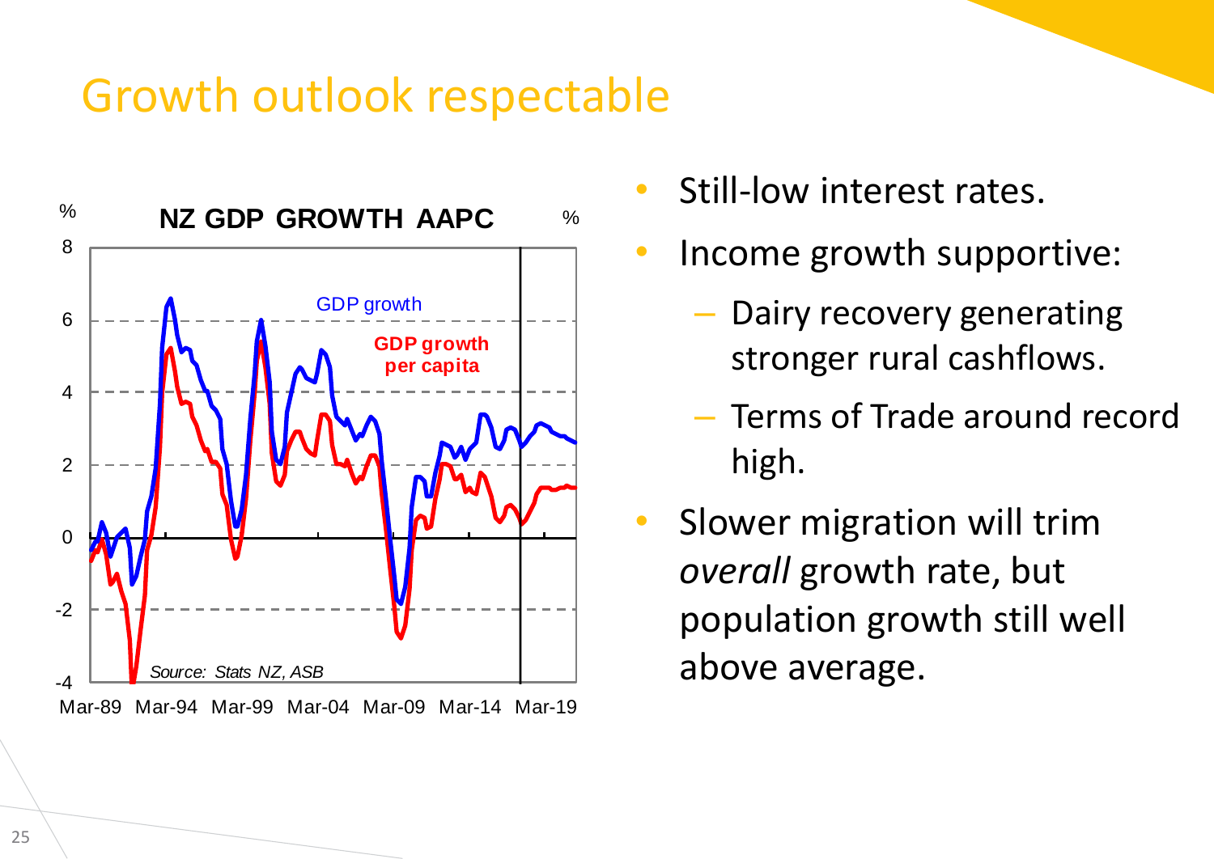# Growth outlook respectable

**NZ GDP GROWTH AAPC**

Source: Stats NZ, ASB

- Still-low interest rates.
- Income growth supportive:
  - Dairy recovery generating stronger rural cashflows.
  - Terms of Trade around record high.
- Slower migration will trim *overall* growth rate, but population growth still well above average.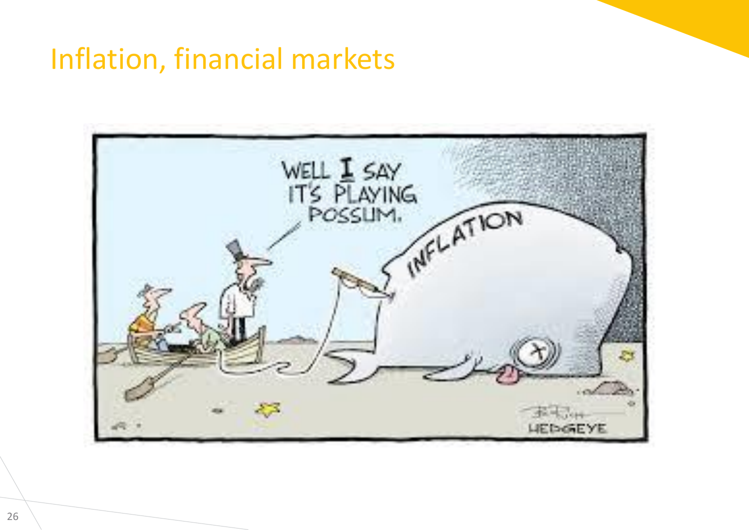# Inflation, financial markets

WELL I SAY IT'S PLAYING POSSUM.

INFLATION

HEDGEYE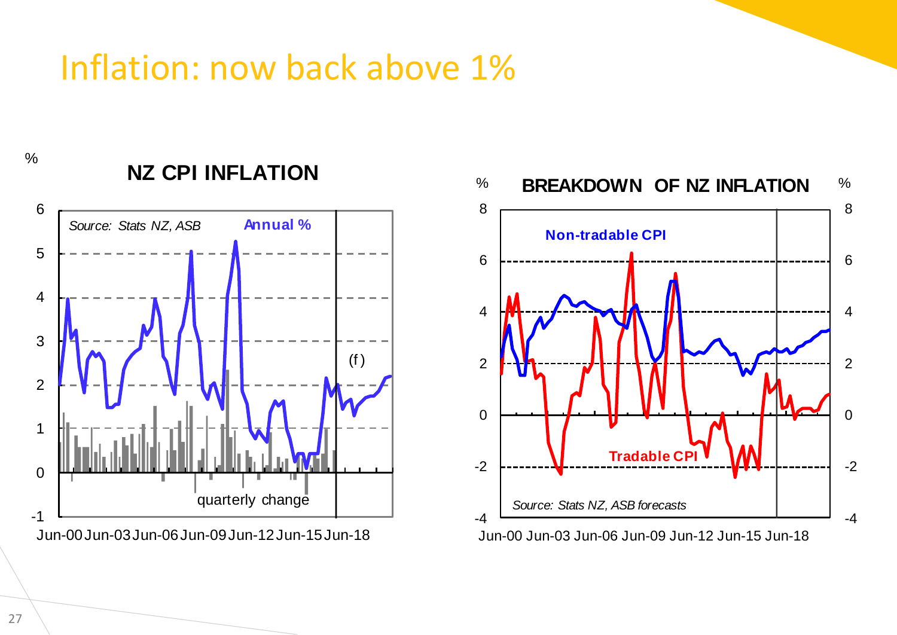# Inflation: now back above 1%

**NZ CPI INFLATION**

%

*Source: Stats NZ, ASB*

**Annual %**

(f)

quarterly change

Jun-00 Jun-03 Jun-06 Jun-09 Jun-12 Jun-15 Jun-18

**BREAKDOWN OF NZ INFLATION**

%

**Non-tradable CPI**

**Tradable CPI**

*Source: Stats NZ, ASB forecasts*

Jun-00 Jun-03 Jun-06 Jun-09 Jun-12 Jun-15 Jun-18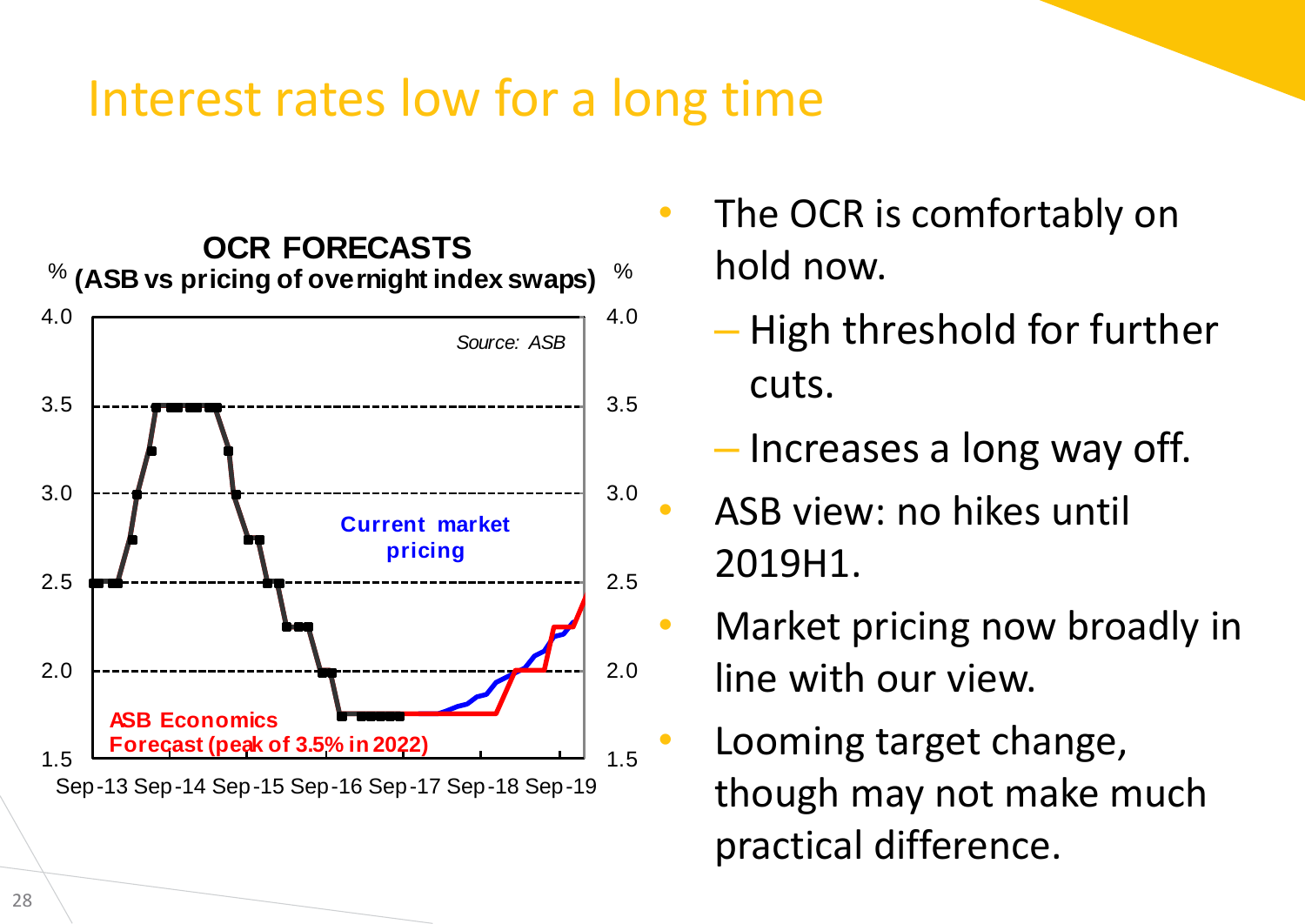# Interest rates low for a long time

**OCR FORECASTS**
**(ASB vs pricing of overnight index swaps)**

*Source: ASB*

Current market pricing

ASB Economics Forecast (peak of 3.5% in 2022)

- The OCR is comfortably on hold now.
  - High threshold for further cuts.
  - Increases a long way off.
- ASB view: no hikes until 2019H1.
- Market pricing now broadly in line with our view.
- Looming target change, though may not make much practical difference.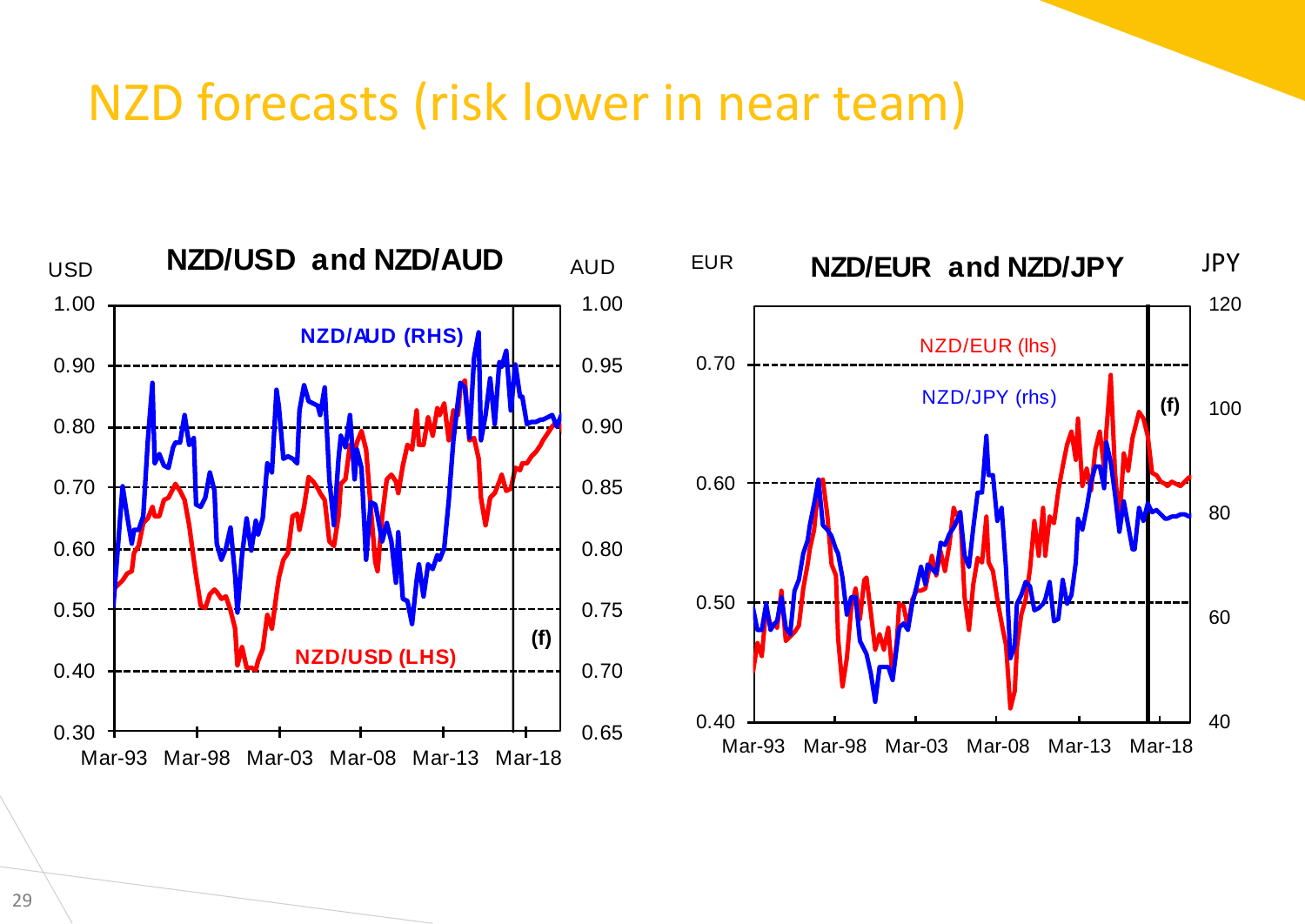# NZD forecasts (risk lower in near team)

**NZD/USD and NZD/AUD**

USD | AUD

NZD/AUD (RHS)

NZD/USD (LHS)

(f)

**NZD/EUR and NZD/JPY**

EUR | JPY

NZD/EUR (lhs)

NZD/JPY (rhs)

(f)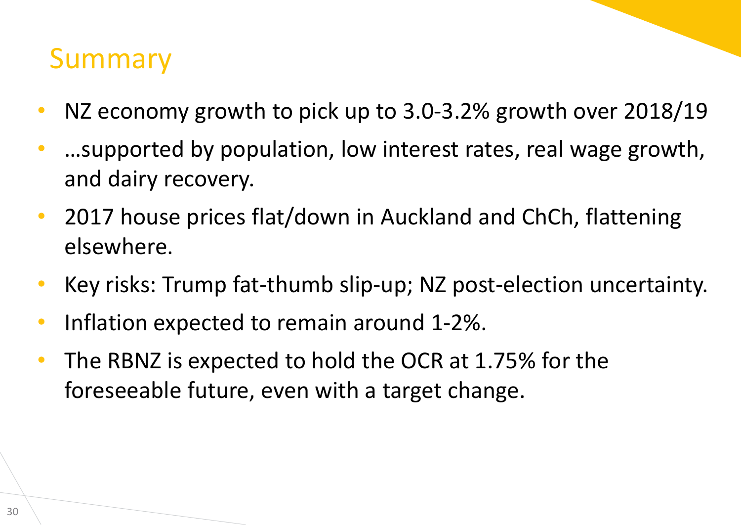# Summary

- NZ economy growth to pick up to 3.0-3.2% growth over 2018/19
- …supported by population, low interest rates, real wage growth, and dairy recovery.
- 2017 house prices flat/down in Auckland and ChCh, flattening elsewhere.
- Key risks: Trump fat-thumb slip-up; NZ post-election uncertainty.
- Inflation expected to remain around 1-2%.
- The RBNZ is expected to hold the OCR at 1.75% for the foreseeable future, even with a target change.